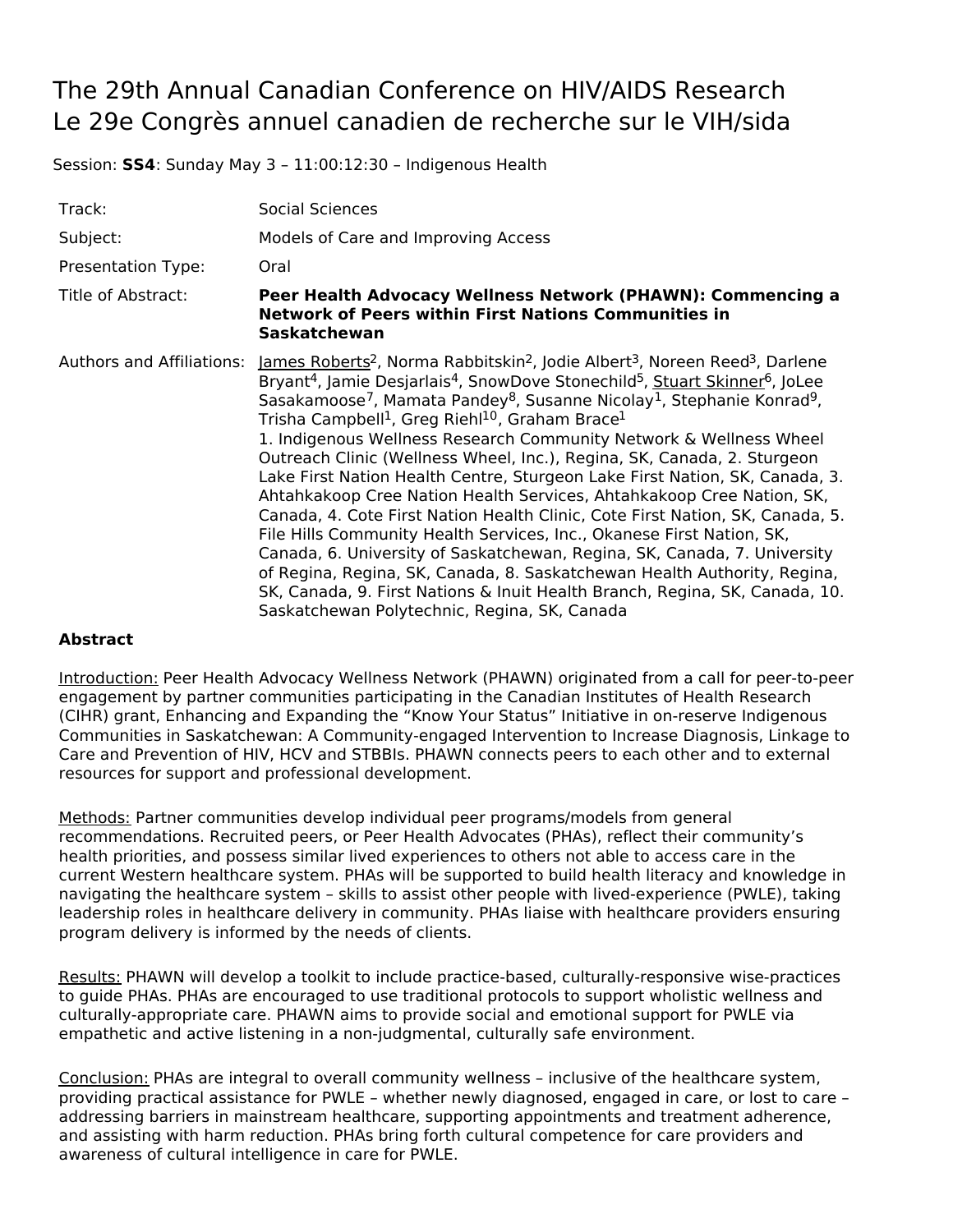# The 29th Annual Canadian Conference on HIV/AIDS Research
# Le 29e Congrès annuel canadien de recherche sur le VIH/sida

Session: **SS4**: Sunday May 3 – 11:00:12:30 – Indigenous Health

| | |
|---|---|
| Track: | Social Sciences |
| Subject: | Models of Care and Improving Access |
| Presentation Type: | Oral |
| Title of Abstract: | **Peer Health Advocacy Wellness Network (PHAWN): Commencing a Network of Peers within First Nations Communities in Saskatchewan** |
| Authors and Affiliations: | James Roberts[2], Norma Rabbitskin[2], Jodie Albert[3], Noreen Reed[3], Darlene Bryant[4], Jamie Desjarlais[4], SnowDove Stonechild[5], Stuart Skinner[6], JoLee Sasakamoose[7], Mamata Pandey[8], Susanne Nicolay[1], Stephanie Konrad[9], Trisha Campbell[1], Greg Riehl[10], Graham Brace[1] <br> 1. Indigenous Wellness Research Community Network & Wellness Wheel Outreach Clinic (Wellness Wheel, Inc.), Regina, SK, Canada, 2. Sturgeon Lake First Nation Health Centre, Sturgeon Lake First Nation, SK, Canada, 3. Ahtahkakoop Cree Nation Health Services, Ahtahkakoop Cree Nation, SK, Canada, 4. Cote First Nation Health Clinic, Cote First Nation, SK, Canada, 5. File Hills Community Health Services, Inc., Okanese First Nation, SK, Canada, 6. University of Saskatchewan, Regina, SK, Canada, 7. University of Regina, Regina, SK, Canada, 8. Saskatchewan Health Authority, Regina, SK, Canada, 9. First Nations & Inuit Health Branch, Regina, SK, Canada, 10. Saskatchewan Polytechnic, Regina, SK, Canada |

**Abstract**

Introduction: Peer Health Advocacy Wellness Network (PHAWN) originated from a call for peer-to-peer engagement by partner communities participating in the Canadian Institutes of Health Research (CIHR) grant, Enhancing and Expanding the "Know Your Status" Initiative in on-reserve Indigenous Communities in Saskatchewan: A Community-engaged Intervention to Increase Diagnosis, Linkage to Care and Prevention of HIV, HCV and STBBIs. PHAWN connects peers to each other and to external resources for support and professional development.

Methods: Partner communities develop individual peer programs/models from general recommendations. Recruited peers, or Peer Health Advocates (PHAs), reflect their community's health priorities, and possess similar lived experiences to others not able to access care in the current Western healthcare system. PHAs will be supported to build health literacy and knowledge in navigating the healthcare system – skills to assist other people with lived-experience (PWLE), taking leadership roles in healthcare delivery in community. PHAs liaise with healthcare providers ensuring program delivery is informed by the needs of clients.

Results: PHAWN will develop a toolkit to include practice-based, culturally-responsive wise-practices to guide PHAs. PHAs are encouraged to use traditional protocols to support wholistic wellness and culturally-appropriate care. PHAWN aims to provide social and emotional support for PWLE via empathetic and active listening in a non-judgmental, culturally safe environment.

Conclusion: PHAs are integral to overall community wellness – inclusive of the healthcare system, providing practical assistance for PWLE – whether newly diagnosed, engaged in care, or lost to care – addressing barriers in mainstream healthcare, supporting appointments and treatment adherence, and assisting with harm reduction. PHAs bring forth cultural competence for care providers and awareness of cultural intelligence in care for PWLE.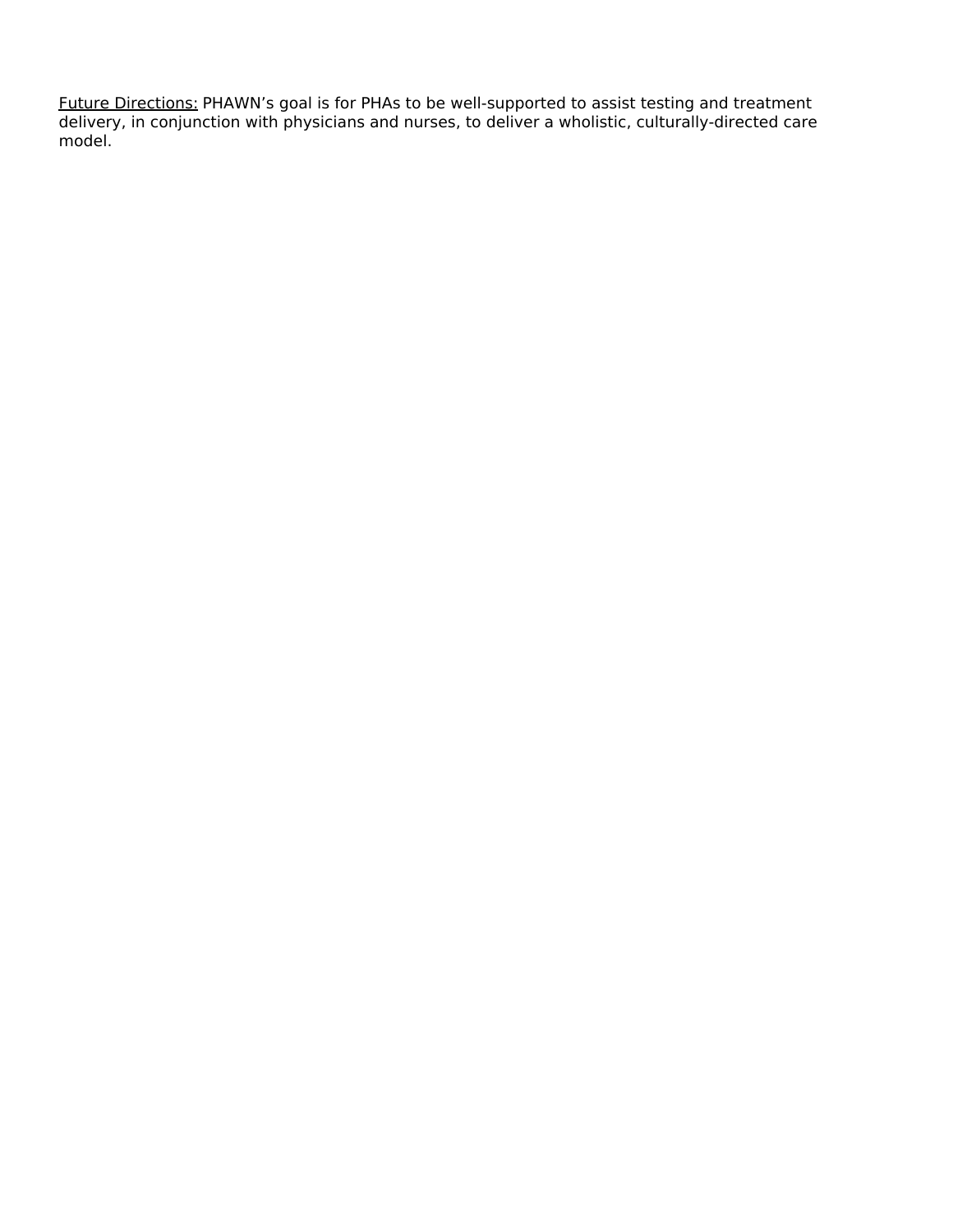<u>Future Directions:</u> PHAWN's goal is for PHAs to be well-supported to assist testing and treatment delivery, in conjunction with physicians and nurses, to deliver a wholistic, culturally-directed care model.